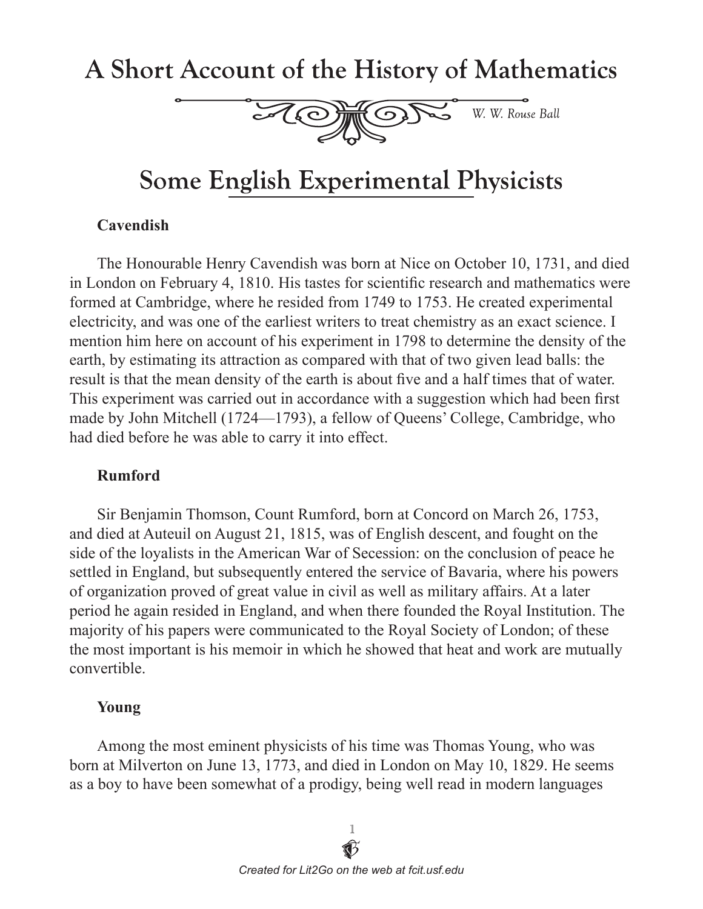# A Short Account of the History of Mathematics

*W. W. Rouse Ball*

## Some English Experimental Physicists

### Cavendish

The Honourable Henry Cavendish was born at Nice on October 10, 1731, and died in London on February 4, 1810. His tastes for scientific research and mathematics were formed at Cambridge, where he resided from 1749 to 1753. He created experimental electricity, and was one of the earliest writers to treat chemistry as an exact science. I mention him here on account of his experiment in 1798 to determine the density of the earth, by estimating its attraction as compared with that of two given lead balls: the result is that the mean density of the earth is about five and a half times that of water. This experiment was carried out in accordance with a suggestion which had been first made by John Mitchell (1724—1793), a fellow of Queens' College, Cambridge, who had died before he was able to carry it into effect.

### Rumford

Sir Benjamin Thomson, Count Rumford, born at Concord on March 26, 1753, and died at Auteuil on August 21, 1815, was of English descent, and fought on the side of the loyalists in the American War of Secession: on the conclusion of peace he settled in England, but subsequently entered the service of Bavaria, where his powers of organization proved of great value in civil as well as military affairs. At a later period he again resided in England, and when there founded the Royal Institution. The majority of his papers were communicated to the Royal Society of London; of these the most important is his memoir in which he showed that heat and work are mutually convertible.

### Young

Among the most eminent physicists of his time was Thomas Young, who was born at Milverton on June 13, 1773, and died in London on May 10, 1829. He seems as a boy to have been somewhat of a prodigy, being well read in modern languages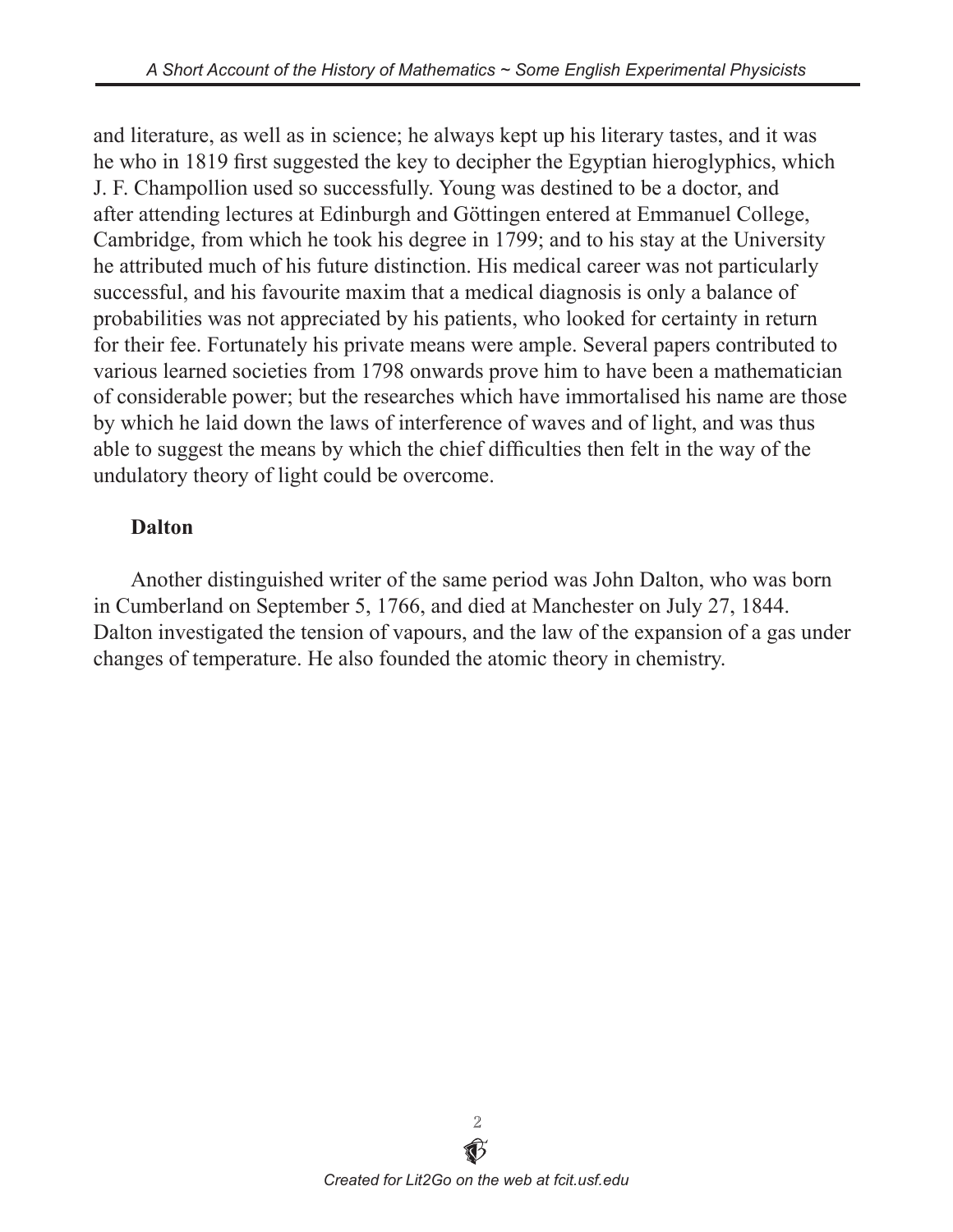and literature, as well as in science; he always kept up his literary tastes, and it was he who in 1819 first suggested the key to decipher the Egyptian hieroglyphics, which J. F. Champollion used so successfully. Young was destined to be a doctor, and after attending lectures at Edinburgh and Göttingen entered at Emmanuel College, Cambridge, from which he took his degree in 1799; and to his stay at the University he attributed much of his future distinction. His medical career was not particularly successful, and his favourite maxim that a medical diagnosis is only a balance of probabilities was not appreciated by his patients, who looked for certainty in return for their fee. Fortunately his private means were ample. Several papers contributed to various learned societies from 1798 onwards prove him to have been a mathematician of considerable power; but the researches which have immortalised his name are those by which he laid down the laws of interference of waves and of light, and was thus able to suggest the means by which the chief difficulties then felt in the way of the undulatory theory of light could be overcome.

### Dalton

Another distinguished writer of the same period was John Dalton, who was born in Cumberland on September 5, 1766, and died at Manchester on July 27, 1844. Dalton investigated the tension of vapours, and the law of the expansion of a gas under changes of temperature. He also founded the atomic theory in chemistry.